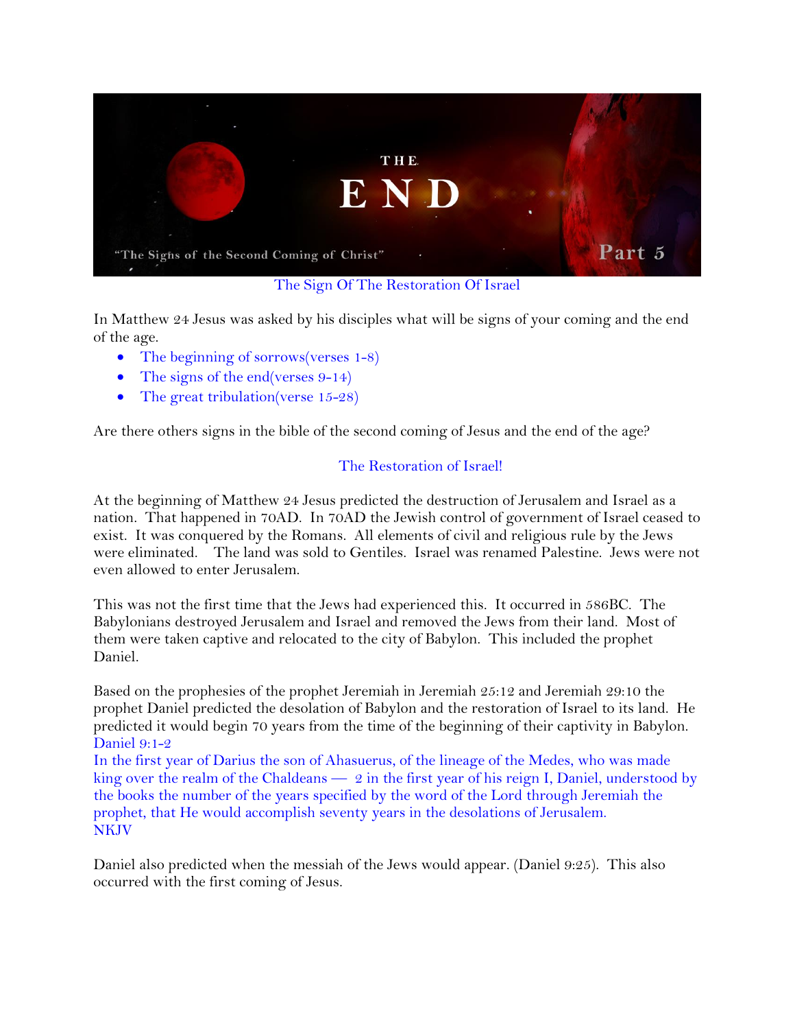THE END

"The Signs of the Second Coming of Christ"

Part 5

## The Sign Of The Restoration Of Israel

In Matthew 24 Jesus was asked by his disciples what will be signs of your coming and the end of the age.

- The beginning of sorrows(verses 1-8)
- The signs of the end(verses 9-14)
- The great tribulation(verse 15-28)

Are there others signs in the bible of the second coming of Jesus and the end of the age?

### The Restoration of Israel!

At the beginning of Matthew 24 Jesus predicted the destruction of Jerusalem and Israel as a nation. That happened in 70AD. In 70AD the Jewish control of government of Israel ceased to exist. It was conquered by the Romans. All elements of civil and religious rule by the Jews were eliminated. The land was sold to Gentiles. Israel was renamed Palestine. Jews were not even allowed to enter Jerusalem.

This was not the first time that the Jews had experienced this. It occurred in 586BC. The Babylonians destroyed Jerusalem and Israel and removed the Jews from their land. Most of them were taken captive and relocated to the city of Babylon. This included the prophet Daniel.

Based on the prophesies of the prophet Jeremiah in Jeremiah 25:12 and Jeremiah 29:10 the prophet Daniel predicted the desolation of Babylon and the restoration of Israel to its land. He predicted it would begin 70 years from the time of the beginning of their captivity in Babylon.

Daniel 9:1-2
In the first year of Darius the son of Ahasuerus, of the lineage of the Medes, who was made king over the realm of the Chaldeans — 2 in the first year of his reign I, Daniel, understood by the books the number of the years specified by the word of the Lord through Jeremiah the prophet, that He would accomplish seventy years in the desolations of Jerusalem.
NKJV

Daniel also predicted when the messiah of the Jews would appear. (Daniel 9:25). This also occurred with the first coming of Jesus.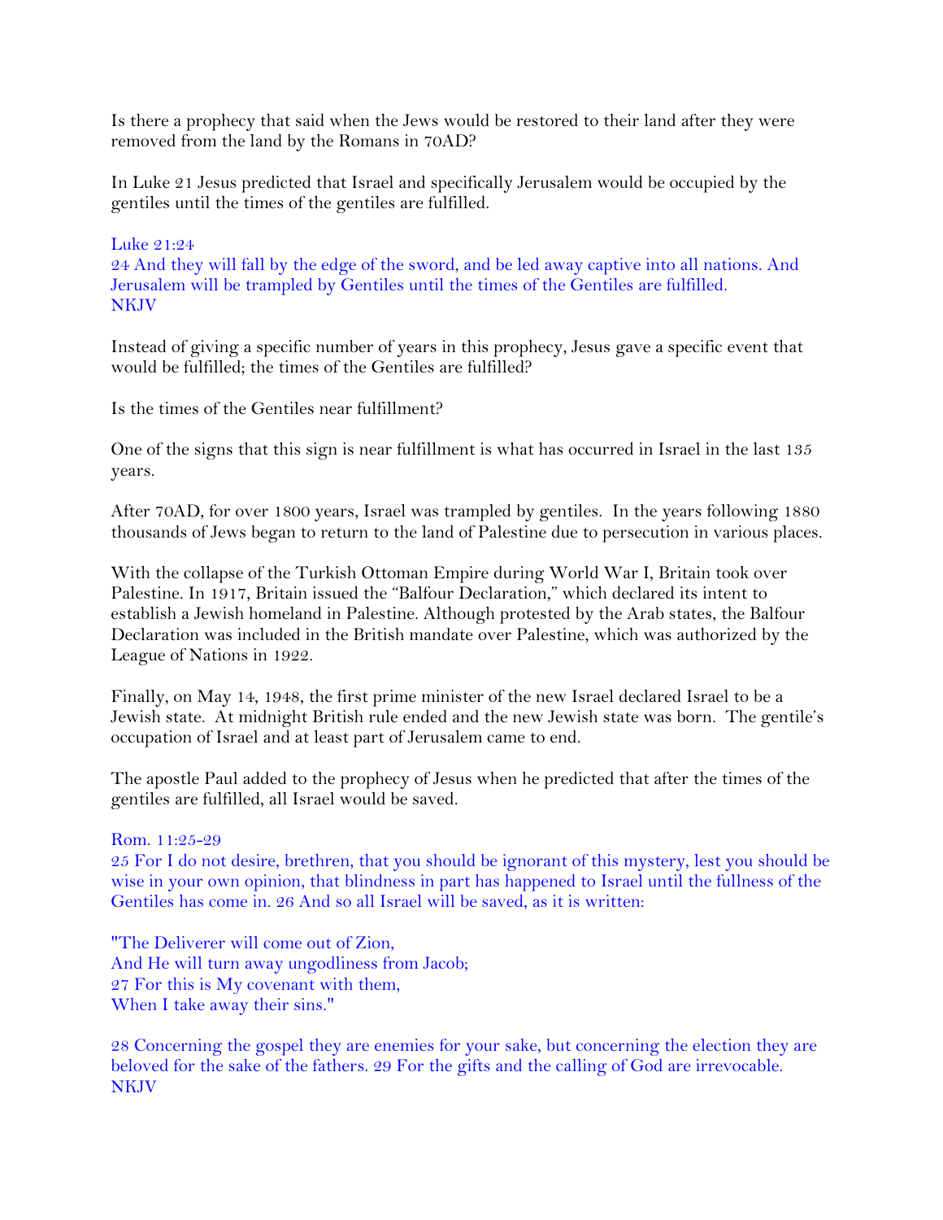Is there a prophecy that said when the Jews would be restored to their land after they were removed from the land by the Romans in 70AD?

In Luke 21 Jesus predicted that Israel and specifically Jerusalem would be occupied by the gentiles until the times of the gentiles are fulfilled.

Luke 21:24
24 And they will fall by the edge of the sword, and be led away captive into all nations. And Jerusalem will be trampled by Gentiles until the times of the Gentiles are fulfilled.
NKJV

Instead of giving a specific number of years in this prophecy, Jesus gave a specific event that would be fulfilled; the times of the Gentiles are fulfilled?

Is the times of the Gentiles near fulfillment?

One of the signs that this sign is near fulfillment is what has occurred in Israel in the last 135 years.

After 70AD, for over 1800 years, Israel was trampled by gentiles. In the years following 1880 thousands of Jews began to return to the land of Palestine due to persecution in various places.

With the collapse of the Turkish Ottoman Empire during World War I, Britain took over Palestine. In 1917, Britain issued the "Balfour Declaration," which declared its intent to establish a Jewish homeland in Palestine. Although protested by the Arab states, the Balfour Declaration was included in the British mandate over Palestine, which was authorized by the League of Nations in 1922.

Finally, on May 14, 1948, the first prime minister of the new Israel declared Israel to be a Jewish state. At midnight British rule ended and the new Jewish state was born. The gentile's occupation of Israel and at least part of Jerusalem came to end.

The apostle Paul added to the prophecy of Jesus when he predicted that after the times of the gentiles are fulfilled, all Israel would be saved.

Rom. 11:25-29
25 For I do not desire, brethren, that you should be ignorant of this mystery, lest you should be wise in your own opinion, that blindness in part has happened to Israel until the fullness of the Gentiles has come in. 26 And so all Israel will be saved, as it is written:

"The Deliverer will come out of Zion,
And He will turn away ungodliness from Jacob;
27 For this is My covenant with them,
When I take away their sins."

28 Concerning the gospel they are enemies for your sake, but concerning the election they are beloved for the sake of the fathers. 29 For the gifts and the calling of God are irrevocable.
NKJV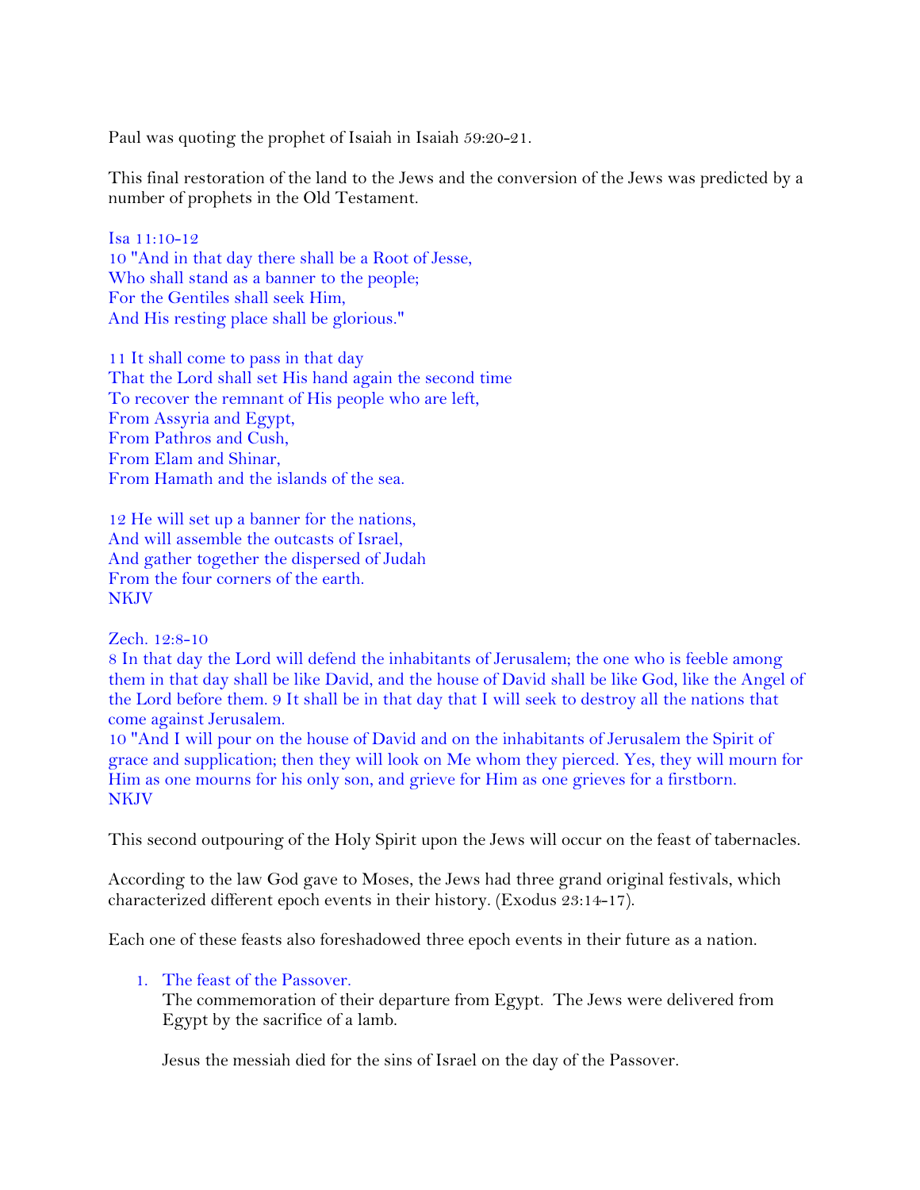Paul was quoting the prophet of Isaiah in Isaiah 59:20-21.

This final restoration of the land to the Jews and the conversion of the Jews was predicted by a number of prophets in the Old Testament.

Isa 11:10-12
10 "And in that day there shall be a Root of Jesse,
Who shall stand as a banner to the people;
For the Gentiles shall seek Him,
And His resting place shall be glorious."

11 It shall come to pass in that day
That the Lord shall set His hand again the second time
To recover the remnant of His people who are left,
From Assyria and Egypt,
From Pathros and Cush,
From Elam and Shinar,
From Hamath and the islands of the sea.

12 He will set up a banner for the nations,
And will assemble the outcasts of Israel,
And gather together the dispersed of Judah
From the four corners of the earth.
NKJV

Zech. 12:8-10
8 In that day the Lord will defend the inhabitants of Jerusalem; the one who is feeble among them in that day shall be like David, and the house of David shall be like God, like the Angel of the Lord before them. 9 It shall be in that day that I will seek to destroy all the nations that come against Jerusalem.
10 "And I will pour on the house of David and on the inhabitants of Jerusalem the Spirit of grace and supplication; then they will look on Me whom they pierced. Yes, they will mourn for Him as one mourns for his only son, and grieve for Him as one grieves for a firstborn.
NKJV

This second outpouring of the Holy Spirit upon the Jews will occur on the feast of tabernacles.

According to the law God gave to Moses, the Jews had three grand original festivals, which characterized different epoch events in their history. (Exodus 23:14-17).

Each one of these feasts also foreshadowed three epoch events in their future as a nation.

1. The feast of the Passover.
   The commemoration of their departure from Egypt. The Jews were delivered from Egypt by the sacrifice of a lamb.

   Jesus the messiah died for the sins of Israel on the day of the Passover.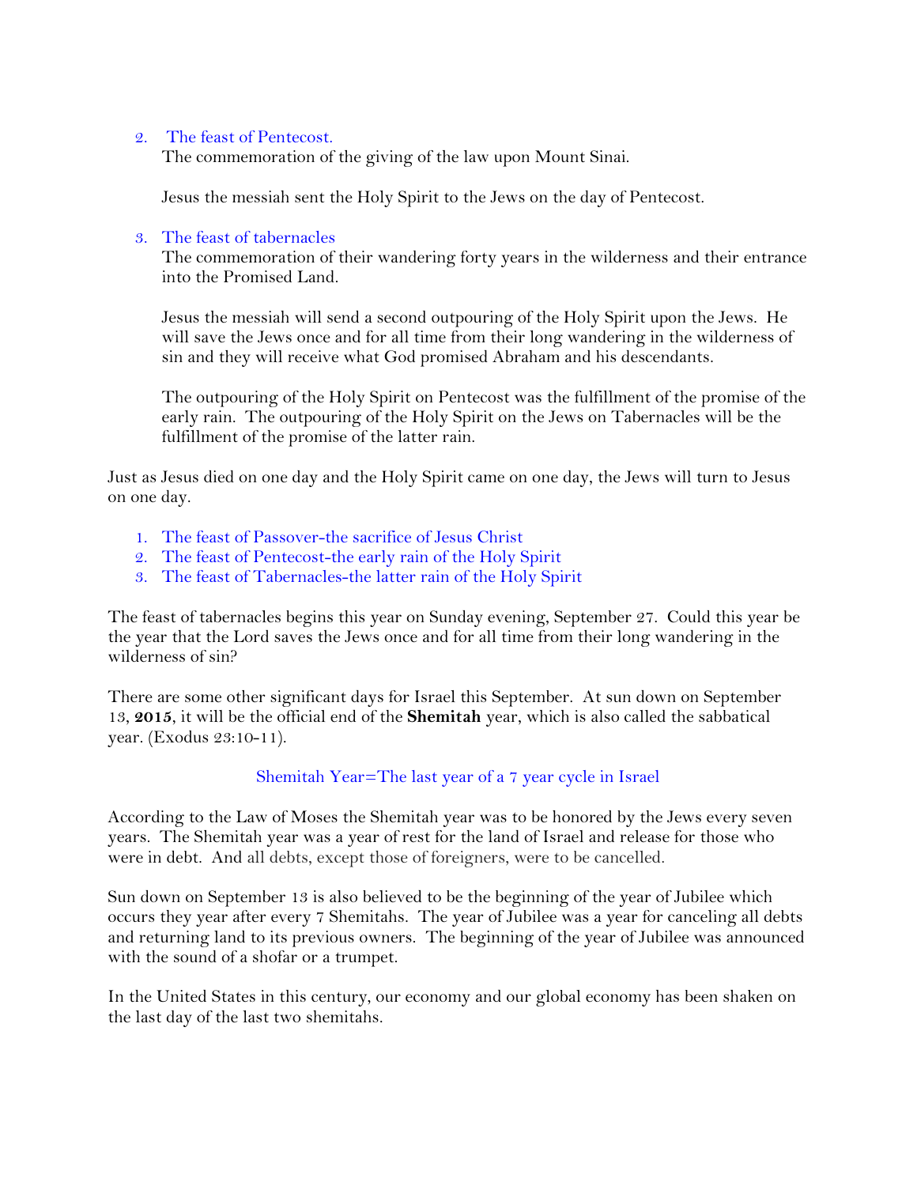2. The feast of Pentecost.
   The commemoration of the giving of the law upon Mount Sinai.

   Jesus the messiah sent the Holy Spirit to the Jews on the day of Pentecost.

3. The feast of tabernacles
   The commemoration of their wandering forty years in the wilderness and their entrance into the Promised Land.

   Jesus the messiah will send a second outpouring of the Holy Spirit upon the Jews. He will save the Jews once and for all time from their long wandering in the wilderness of sin and they will receive what God promised Abraham and his descendants.

   The outpouring of the Holy Spirit on Pentecost was the fulfillment of the promise of the early rain. The outpouring of the Holy Spirit on the Jews on Tabernacles will be the fulfillment of the promise of the latter rain.

Just as Jesus died on one day and the Holy Spirit came on one day, the Jews will turn to Jesus on one day.

1. The feast of Passover-the sacrifice of Jesus Christ
2. The feast of Pentecost-the early rain of the Holy Spirit
3. The feast of Tabernacles-the latter rain of the Holy Spirit

The feast of tabernacles begins this year on Sunday evening, September 27. Could this year be the year that the Lord saves the Jews once and for all time from their long wandering in the wilderness of sin?

There are some other significant days for Israel this September. At sun down on September 13, **2015**, it will be the official end of the **Shemitah** year, which is also called the sabbatical year. (Exodus 23:10-11).

Shemitah Year=The last year of a 7 year cycle in Israel

According to the Law of Moses the Shemitah year was to be honored by the Jews every seven years. The Shemitah year was a year of rest for the land of Israel and release for those who were in debt. And all debts, except those of foreigners, were to be cancelled.

Sun down on September 13 is also believed to be the beginning of the year of Jubilee which occurs they year after every 7 Shemitahs. The year of Jubilee was a year for canceling all debts and returning land to its previous owners. The beginning of the year of Jubilee was announced with the sound of a shofar or a trumpet.

In the United States in this century, our economy and our global economy has been shaken on the last day of the last two shemitahs.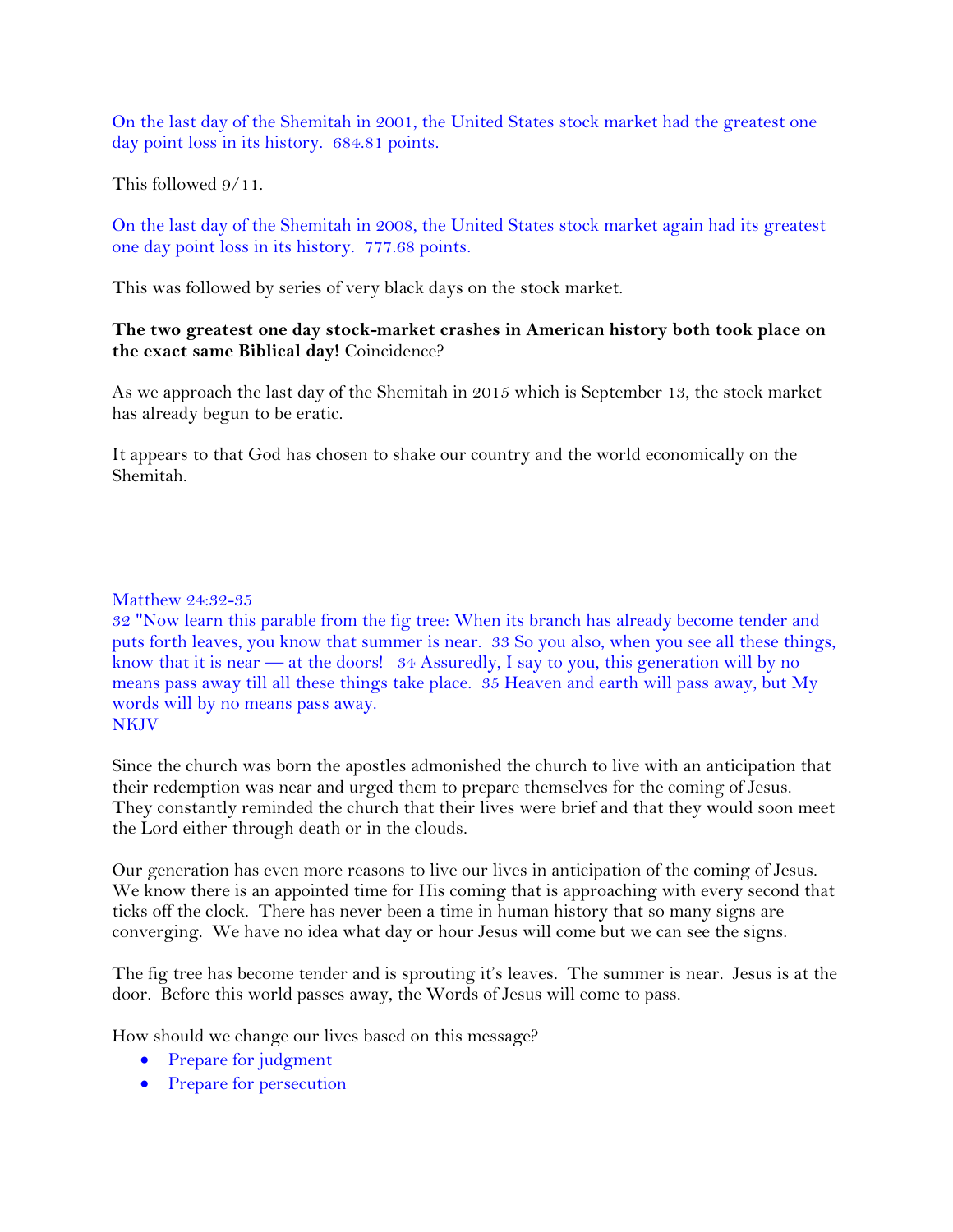On the last day of the Shemitah in 2001, the United States stock market had the greatest one day point loss in its history. 684.81 points.

This followed 9/11.

On the last day of the Shemitah in 2008, the United States stock market again had its greatest one day point loss in its history. 777.68 points.

This was followed by series of very black days on the stock market.

**The two greatest one day stock-market crashes in American history both took place on the exact same Biblical day!** Coincidence?

As we approach the last day of the Shemitah in 2015 which is September 13, the stock market has already begun to be eratic.

It appears to that God has chosen to shake our country and the world economically on the Shemitah.

Matthew 24:32-35
32 "Now learn this parable from the fig tree: When its branch has already become tender and puts forth leaves, you know that summer is near. 33 So you also, when you see all these things, know that it is near — at the doors! 34 Assuredly, I say to you, this generation will by no means pass away till all these things take place. 35 Heaven and earth will pass away, but My words will by no means pass away.
NKJV

Since the church was born the apostles admonished the church to live with an anticipation that their redemption was near and urged them to prepare themselves for the coming of Jesus. They constantly reminded the church that their lives were brief and that they would soon meet the Lord either through death or in the clouds.

Our generation has even more reasons to live our lives in anticipation of the coming of Jesus. We know there is an appointed time for His coming that is approaching with every second that ticks off the clock. There has never been a time in human history that so many signs are converging. We have no idea what day or hour Jesus will come but we can see the signs.

The fig tree has become tender and is sprouting it's leaves. The summer is near. Jesus is at the door. Before this world passes away, the Words of Jesus will come to pass.

How should we change our lives based on this message?

- Prepare for judgment
- Prepare for persecution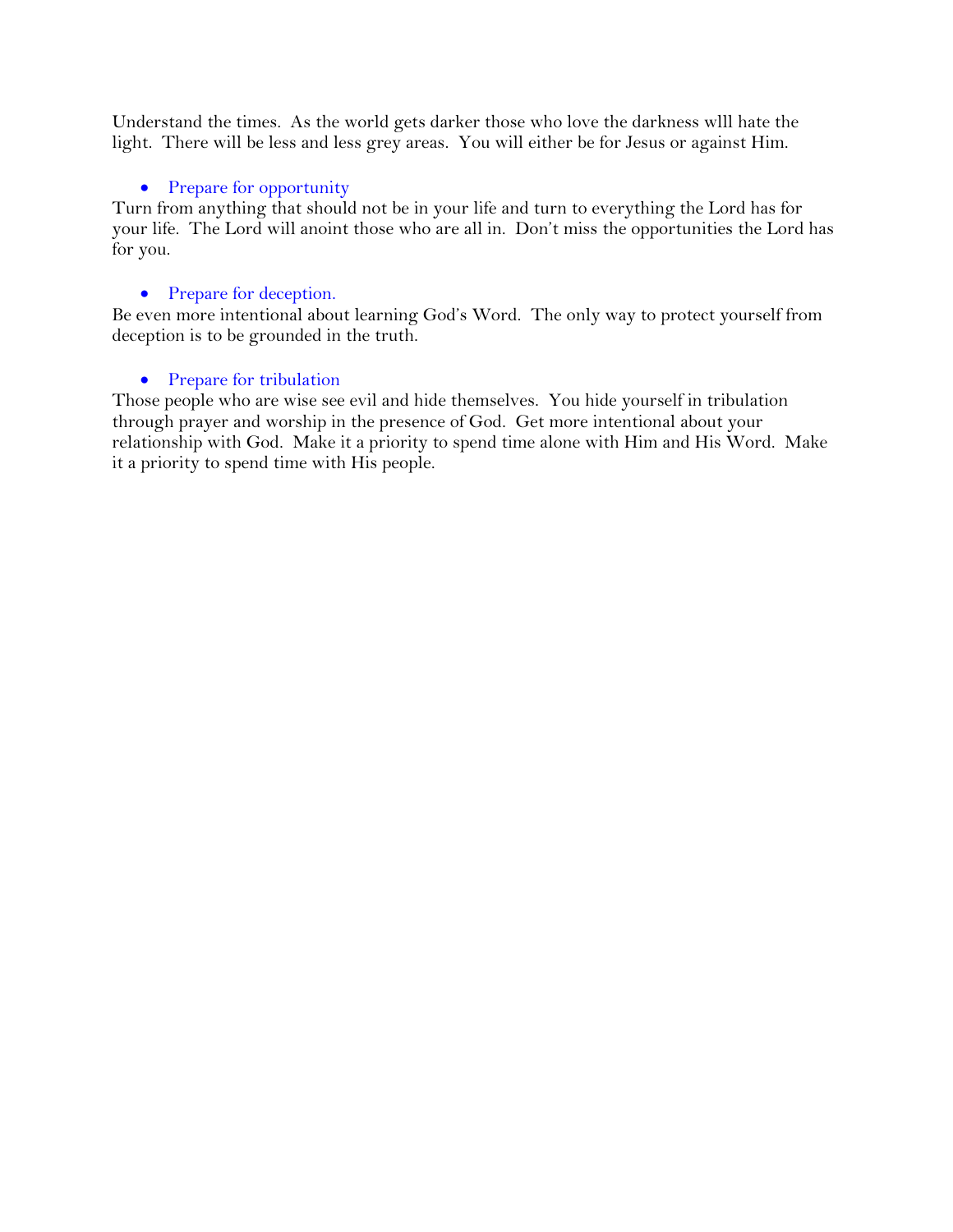Understand the times. As the world gets darker those who love the darkness wlll hate the light. There will be less and less grey areas. You will either be for Jesus or against Him.

- Prepare for opportunity

Turn from anything that should not be in your life and turn to everything the Lord has for your life. The Lord will anoint those who are all in. Don't miss the opportunities the Lord has for you.

- Prepare for deception.

Be even more intentional about learning God's Word. The only way to protect yourself from deception is to be grounded in the truth.

- Prepare for tribulation

Those people who are wise see evil and hide themselves. You hide yourself in tribulation through prayer and worship in the presence of God. Get more intentional about your relationship with God. Make it a priority to spend time alone with Him and His Word. Make it a priority to spend time with His people.